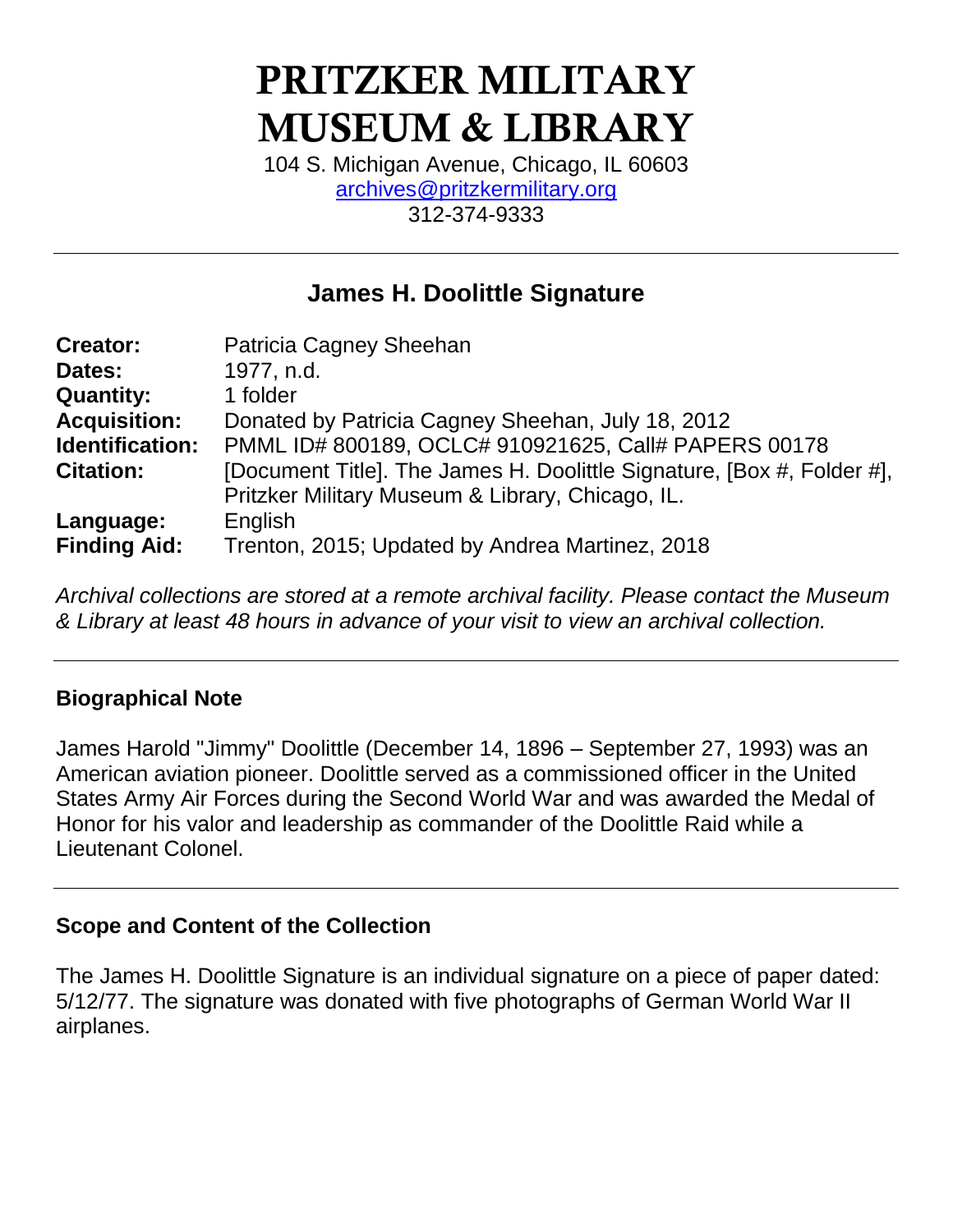# PRITZKER MILITARY MUSEUM & LIBRARY

104 S. Michigan Avenue, Chicago, IL 60603
archives@pritzkermilitary.org
312-374-9333

---

## James H. Doolittle Signature

**Creator:** Patricia Cagney Sheehan
**Dates:** 1977, n.d.
**Quantity:** 1 folder
**Acquisition:** Donated by Patricia Cagney Sheehan, July 18, 2012
**Identification:** PMML ID# 800189, OCLC# 910921625, Call# PAPERS 00178
**Citation:** [Document Title]. The James H. Dolittle Signature, [Box #, Folder #], Pritzker Military Museum & Library, Chicago, IL.
**Language:** English
**Finding Aid:** Trenton, 2015; Updated by Andrea Martinez, 2018

*Archival collections are stored at a remote archival facility. Please contact the Museum & Library at least 48 hours in advance of your visit to view an archival collection.*

---

### Biographical Note

James Harold "Jimmy" Doolittle (December 14, 1896 – September 27, 1993) was an American aviation pioneer. Doolittle served as a commissioned officer in the United States Army Air Forces during the Second World War and was awarded the Medal of Honor for his valor and leadership as commander of the Doolittle Raid while a Lieutenant Colonel.

---

### Scope and Content of the Collection

The James H. Doolittle Signature is an individual signature on a piece of paper dated: 5/12/77. The signature was donated with five photographs of German World War II airplanes.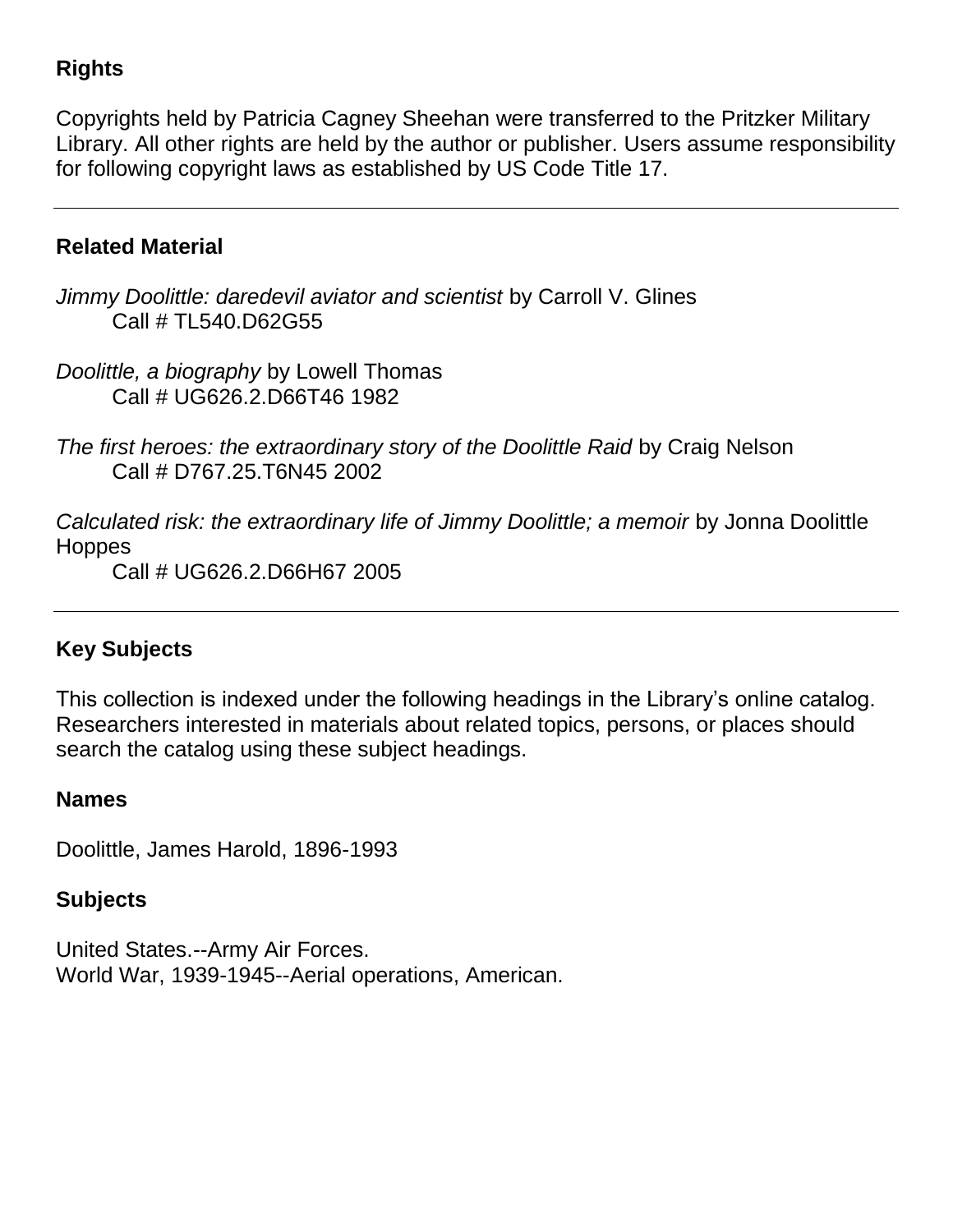## Rights

Copyrights held by Patricia Cagney Sheehan were transferred to the Pritzker Military Library. All other rights are held by the author or publisher. Users assume responsibility for following copyright laws as established by US Code Title 17.

---

## Related Material

*Jimmy Doolittle: daredevil aviator and scientist* by Carroll V. Glines
    Call # TL540.D62G55

*Doolittle, a biography* by Lowell Thomas
    Call # UG626.2.D66T46 1982

*The first heroes: the extraordinary story of the Doolittle Raid* by Craig Nelson
    Call # D767.25.T6N45 2002

*Calculated risk: the extraordinary life of Jimmy Doolittle; a memoir* by Jonna Doolittle Hoppes
    Call # UG626.2.D66H67 2005

---

## Key Subjects

This collection is indexed under the following headings in the Library's online catalog. Researchers interested in materials about related topics, persons, or places should search the catalog using these subject headings.

### Names

Doolittle, James Harold, 1896-1993

### Subjects

United States.--Army Air Forces.
World War, 1939-1945--Aerial operations, American.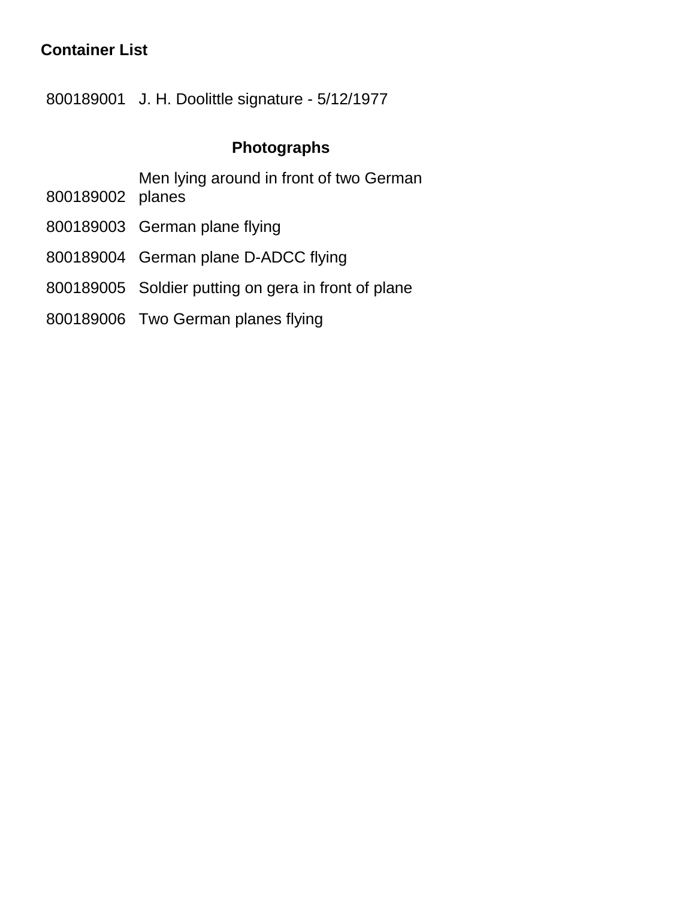**Container List**

| | |
|---|---|
| 800189001 | J. H. Doolittle signature - 5/12/1977 |

**Photographs**

| | |
|---|---|
| 800189002 | Men lying around in front of two German planes |
| 800189003 | German plane flying |
| 800189004 | German plane D-ADCC flying |
| 800189005 | Soldier putting on gera in front of plane |
| 800189006 | Two German planes flying |